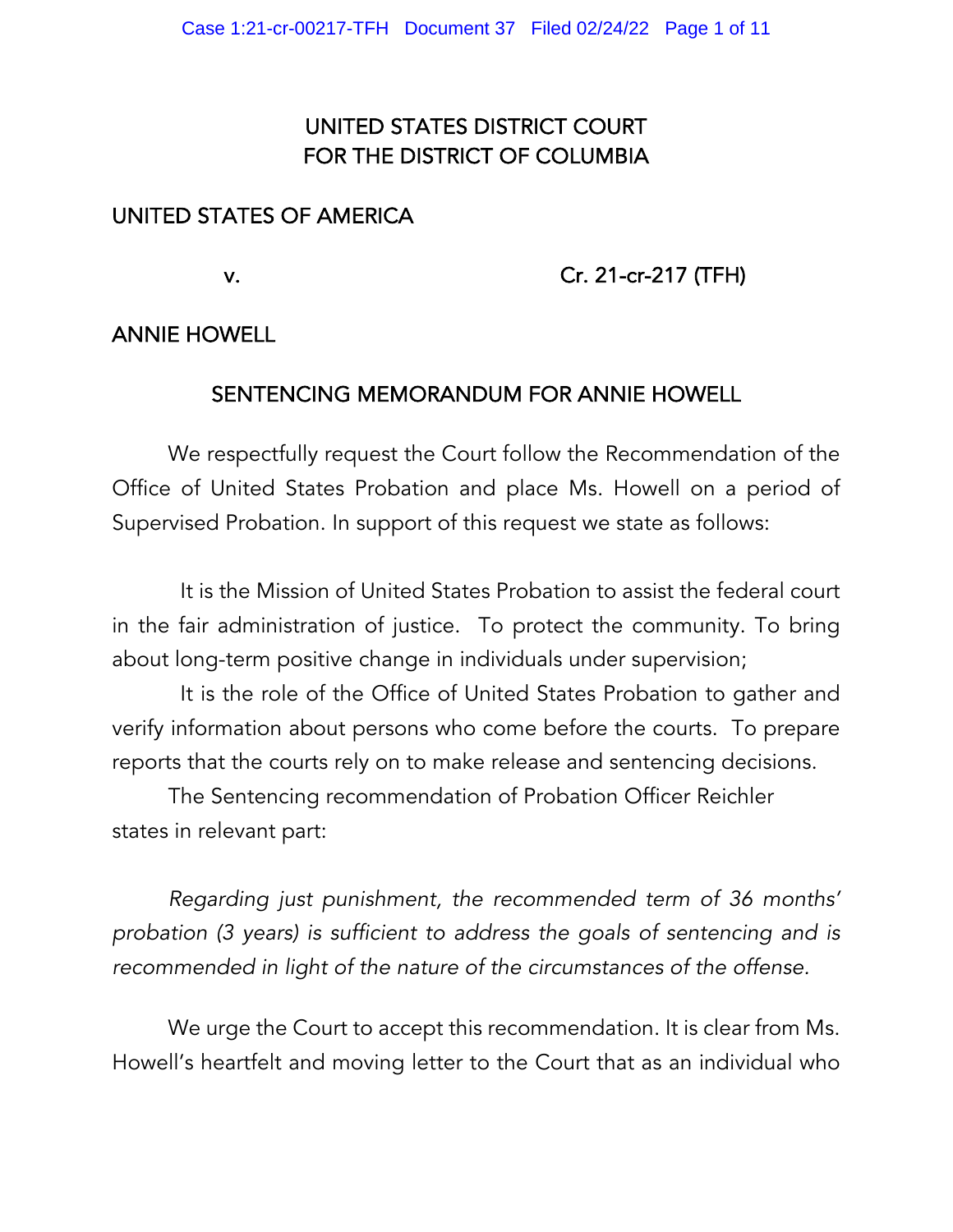UNITED STATES DISTRICT COURT
FOR THE DISTRICT OF COLUMBIA

UNITED STATES OF AMERICA

v. Cr. 21-cr-217 (TFH)

ANNIE HOWELL

## SENTENCING MEMORANDUM FOR ANNIE HOWELL

We respectfully request the Court follow the Recommendation of the Office of United States Probation and place Ms. Howell on a period of Supervised Probation. In support of this request we state as follows:

It is the Mission of United States Probation to assist the federal court in the fair administration of justice. To protect the community. To bring about long-term positive change in individuals under supervision;

It is the role of the Office of United States Probation to gather and verify information about persons who come before the courts. To prepare reports that the courts rely on to make release and sentencing decisions.

The Sentencing recommendation of Probation Officer Reichler states in relevant part:

*Regarding just punishment, the recommended term of 36 months' probation (3 years) is sufficient to address the goals of sentencing and is recommended in light of the nature of the circumstances of the offense.*

We urge the Court to accept this recommendation. It is clear from Ms. Howell's heartfelt and moving letter to the Court that as an individual who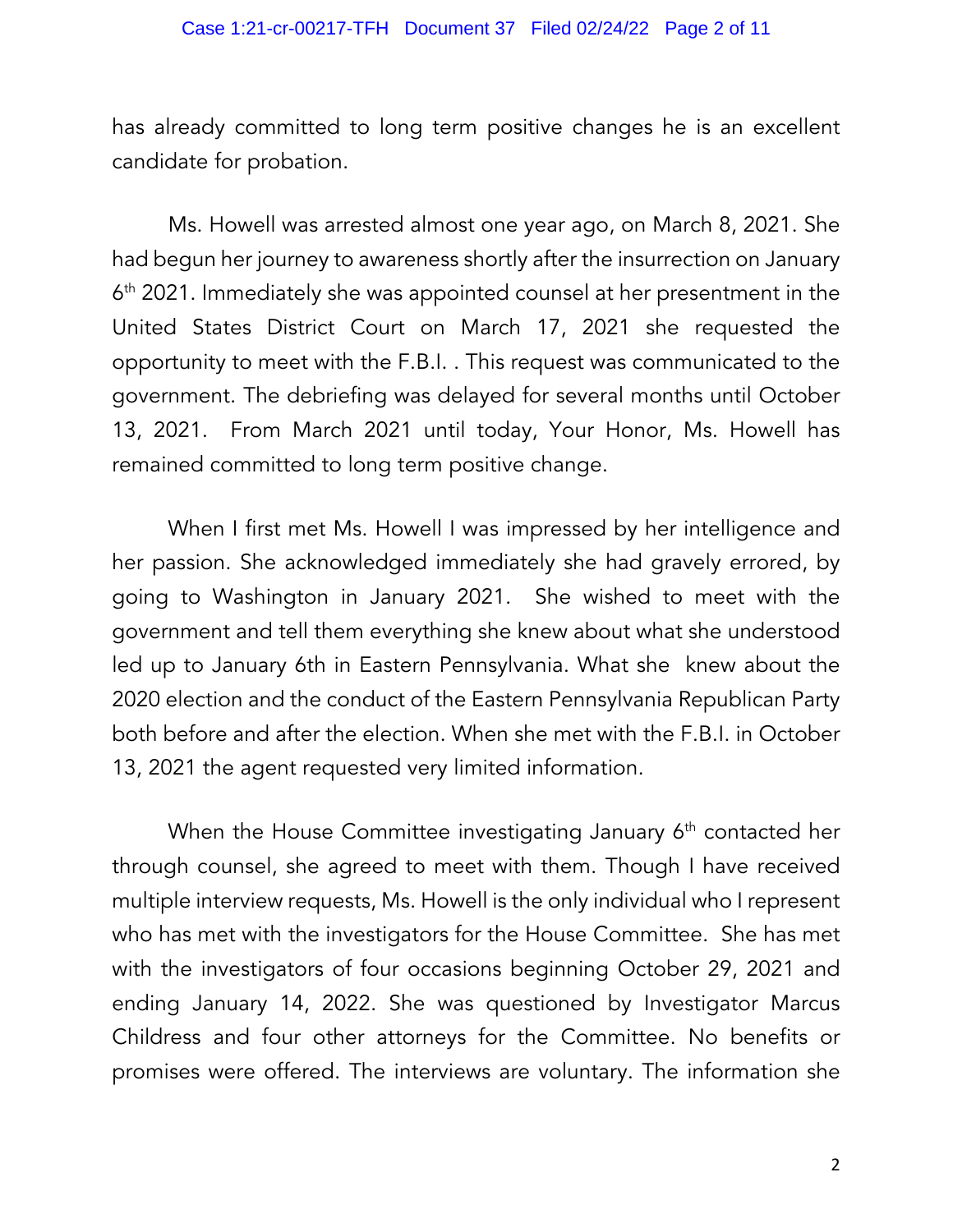has already committed to long term positive changes he is an excellent candidate for probation.

Ms. Howell was arrested almost one year ago, on March 8, 2021. She had begun her journey to awareness shortly after the insurrection on January 6th 2021. Immediately she was appointed counsel at her presentment in the United States District Court on March 17, 2021 she requested the opportunity to meet with the F.B.I. . This request was communicated to the government. The debriefing was delayed for several months until October 13, 2021. From March 2021 until today, Your Honor, Ms. Howell has remained committed to long term positive change.

When I first met Ms. Howell I was impressed by her intelligence and her passion. She acknowledged immediately she had gravely errored, by going to Washington in January 2021. She wished to meet with the government and tell them everything she knew about what she understood led up to January 6th in Eastern Pennsylvania. What she knew about the 2020 election and the conduct of the Eastern Pennsylvania Republican Party both before and after the election. When she met with the F.B.I. in October 13, 2021 the agent requested very limited information.

When the House Committee investigating January 6th contacted her through counsel, she agreed to meet with them. Though I have received multiple interview requests, Ms. Howell is the only individual who I represent who has met with the investigators for the House Committee. She has met with the investigators of four occasions beginning October 29, 2021 and ending January 14, 2022. She was questioned by Investigator Marcus Childress and four other attorneys for the Committee. No benefits or promises were offered. The interviews are voluntary. The information she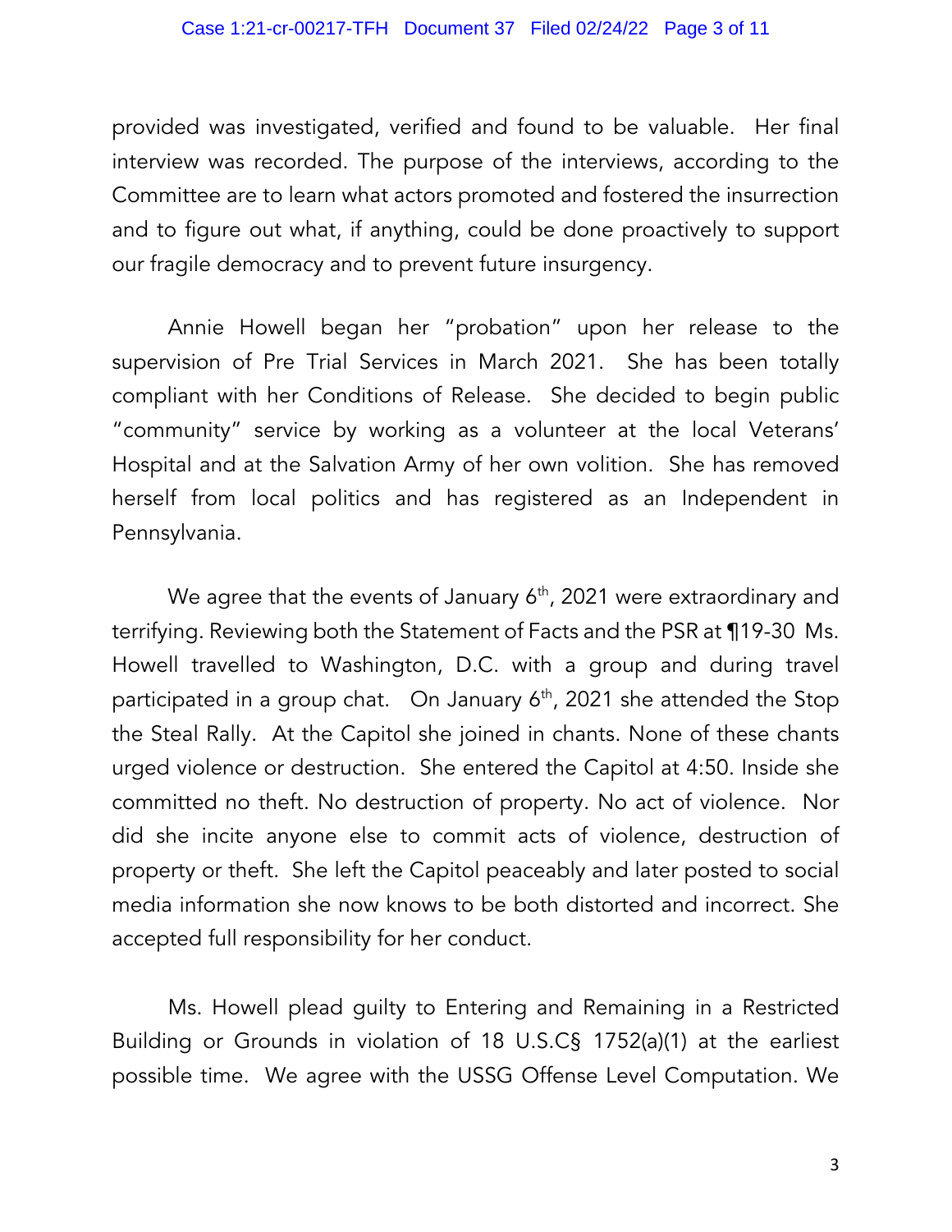provided was investigated, verified and found to be valuable. Her final interview was recorded. The purpose of the interviews, according to the Committee are to learn what actors promoted and fostered the insurrection and to figure out what, if anything, could be done proactively to support our fragile democracy and to prevent future insurgency.

Annie Howell began her "probation" upon her release to the supervision of Pre Trial Services in March 2021. She has been totally compliant with her Conditions of Release. She decided to begin public "community" service by working as a volunteer at the local Veterans' Hospital and at the Salvation Army of her own volition. She has removed herself from local politics and has registered as an Independent in Pennsylvania.

We agree that the events of January 6th, 2021 were extraordinary and terrifying. Reviewing both the Statement of Facts and the PSR at ¶19-30 Ms. Howell travelled to Washington, D.C. with a group and during travel participated in a group chat. On January 6th, 2021 she attended the Stop the Steal Rally. At the Capitol she joined in chants. None of these chants urged violence or destruction. She entered the Capitol at 4:50. Inside she committed no theft. No destruction of property. No act of violence. Nor did she incite anyone else to commit acts of violence, destruction of property or theft. She left the Capitol peaceably and later posted to social media information she now knows to be both distorted and incorrect. She accepted full responsibility for her conduct.

Ms. Howell plead guilty to Entering and Remaining in a Restricted Building or Grounds in violation of 18 U.S.C§ 1752(a)(1) at the earliest possible time. We agree with the USSG Offense Level Computation. We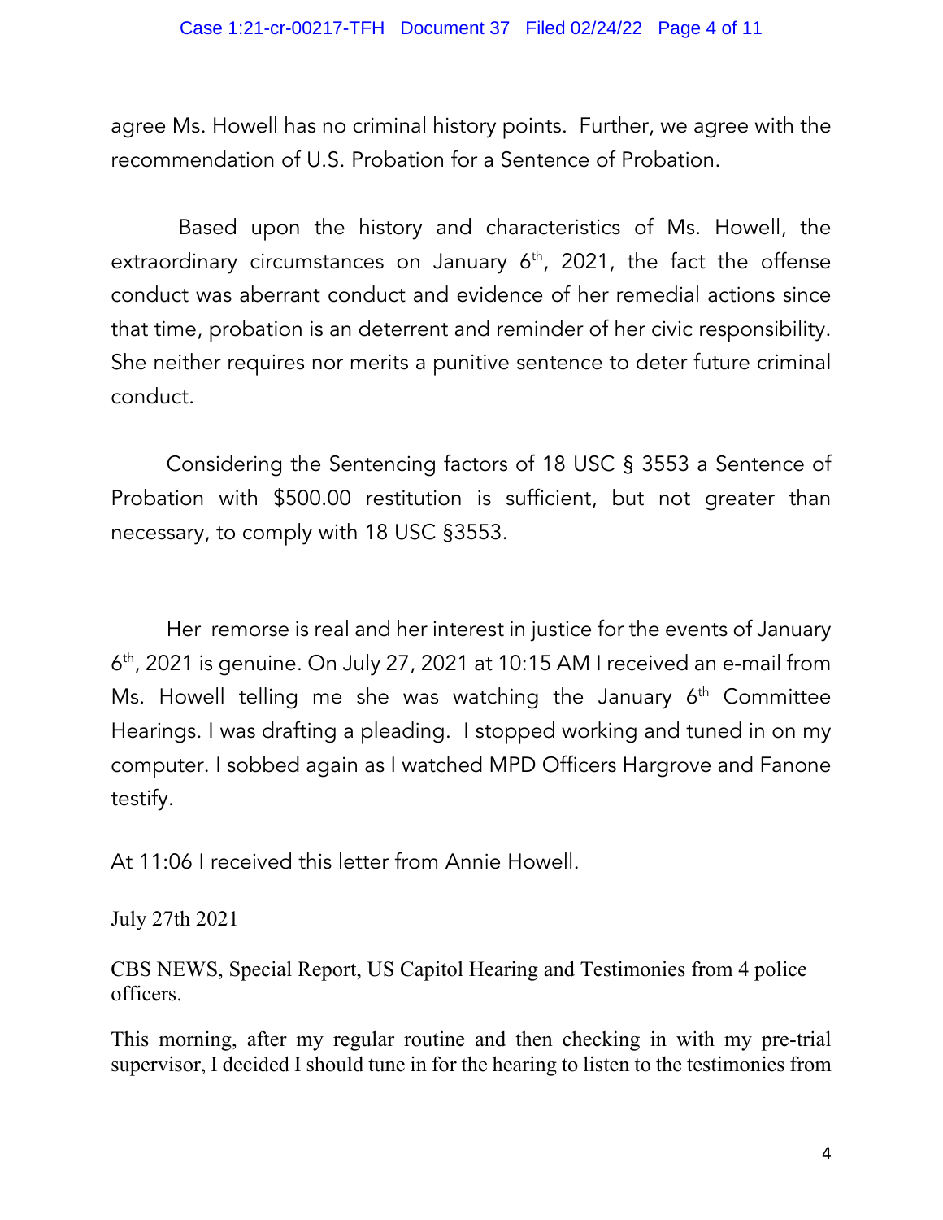agree Ms. Howell has no criminal history points. Further, we agree with the recommendation of U.S. Probation for a Sentence of Probation.

Based upon the history and characteristics of Ms. Howell, the extraordinary circumstances on January 6th, 2021, the fact the offense conduct was aberrant conduct and evidence of her remedial actions since that time, probation is an deterrent and reminder of her civic responsibility. She neither requires nor merits a punitive sentence to deter future criminal conduct.

Considering the Sentencing factors of 18 USC § 3553 a Sentence of Probation with $500.00 restitution is sufficient, but not greater than necessary, to comply with 18 USC §3553.

Her remorse is real and her interest in justice for the events of January 6th, 2021 is genuine. On July 27, 2021 at 10:15 AM I received an e-mail from Ms. Howell telling me she was watching the January 6th Committee Hearings. I was drafting a pleading. I stopped working and tuned in on my computer. I sobbed again as I watched MPD Officers Hargrove and Fanone testify.

At 11:06 I received this letter from Annie Howell.

July 27th 2021

CBS NEWS, Special Report, US Capitol Hearing and Testimonies from 4 police officers.

This morning, after my regular routine and then checking in with my pre-trial supervisor, I decided I should tune in for the hearing to listen to the testimonies from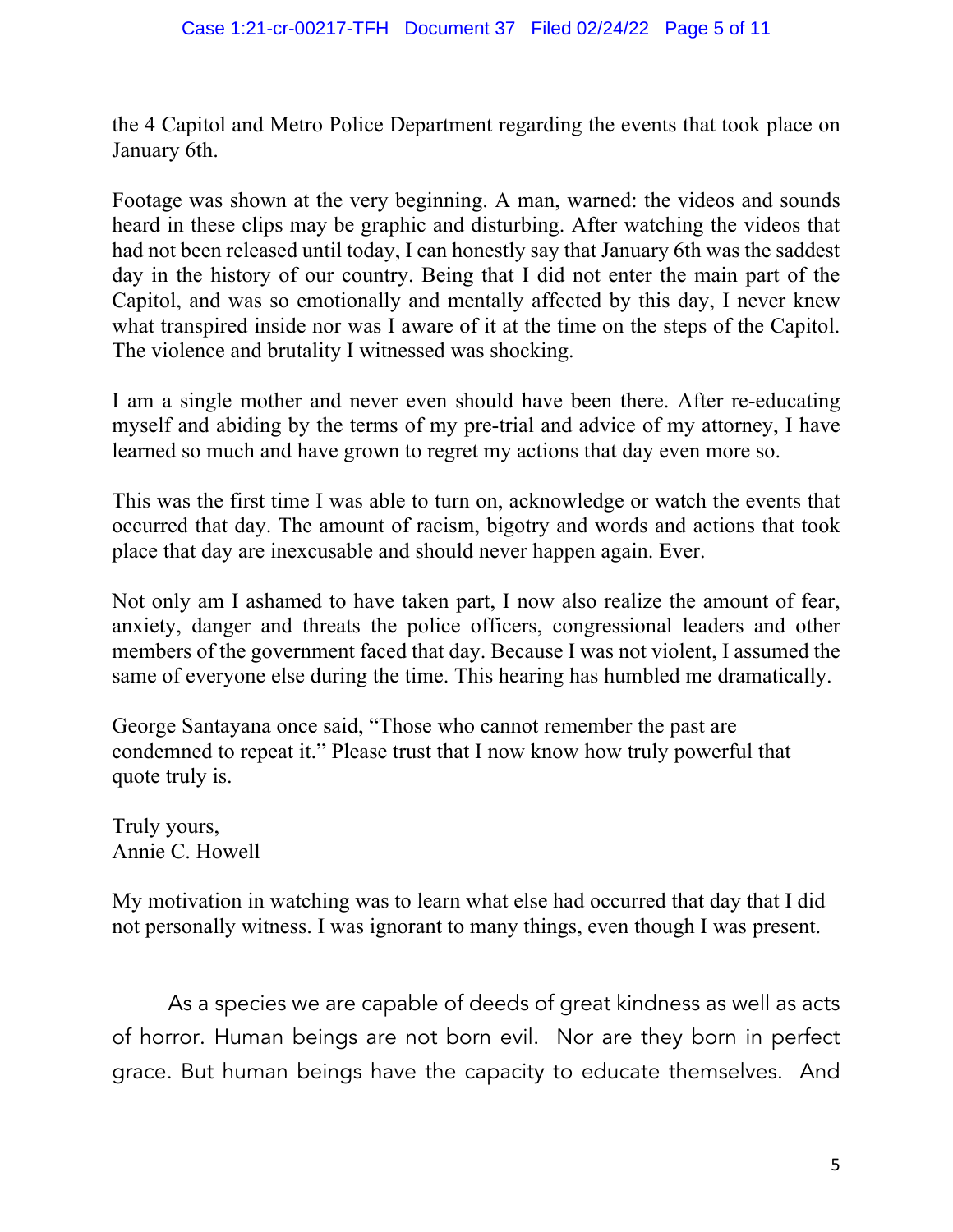the 4 Capitol and Metro Police Department regarding the events that took place on January 6th.

Footage was shown at the very beginning. A man, warned: the videos and sounds heard in these clips may be graphic and disturbing. After watching the videos that had not been released until today, I can honestly say that January 6th was the saddest day in the history of our country. Being that I did not enter the main part of the Capitol, and was so emotionally and mentally affected by this day, I never knew what transpired inside nor was I aware of it at the time on the steps of the Capitol. The violence and brutality I witnessed was shocking.

I am a single mother and never even should have been there. After re-educating myself and abiding by the terms of my pre-trial and advice of my attorney, I have learned so much and have grown to regret my actions that day even more so.

This was the first time I was able to turn on, acknowledge or watch the events that occurred that day. The amount of racism, bigotry and words and actions that took place that day are inexcusable and should never happen again. Ever.

Not only am I ashamed to have taken part, I now also realize the amount of fear, anxiety, danger and threats the police officers, congressional leaders and other members of the government faced that day. Because I was not violent, I assumed the same of everyone else during the time. This hearing has humbled me dramatically.

George Santayana once said, "Those who cannot remember the past are condemned to repeat it." Please trust that I now know how truly powerful that quote truly is.

Truly yours,
Annie C. Howell

My motivation in watching was to learn what else had occurred that day that I did not personally witness. I was ignorant to many things, even though I was present.

As a species we are capable of deeds of great kindness as well as acts of horror. Human beings are not born evil. Nor are they born in perfect grace. But human beings have the capacity to educate themselves. And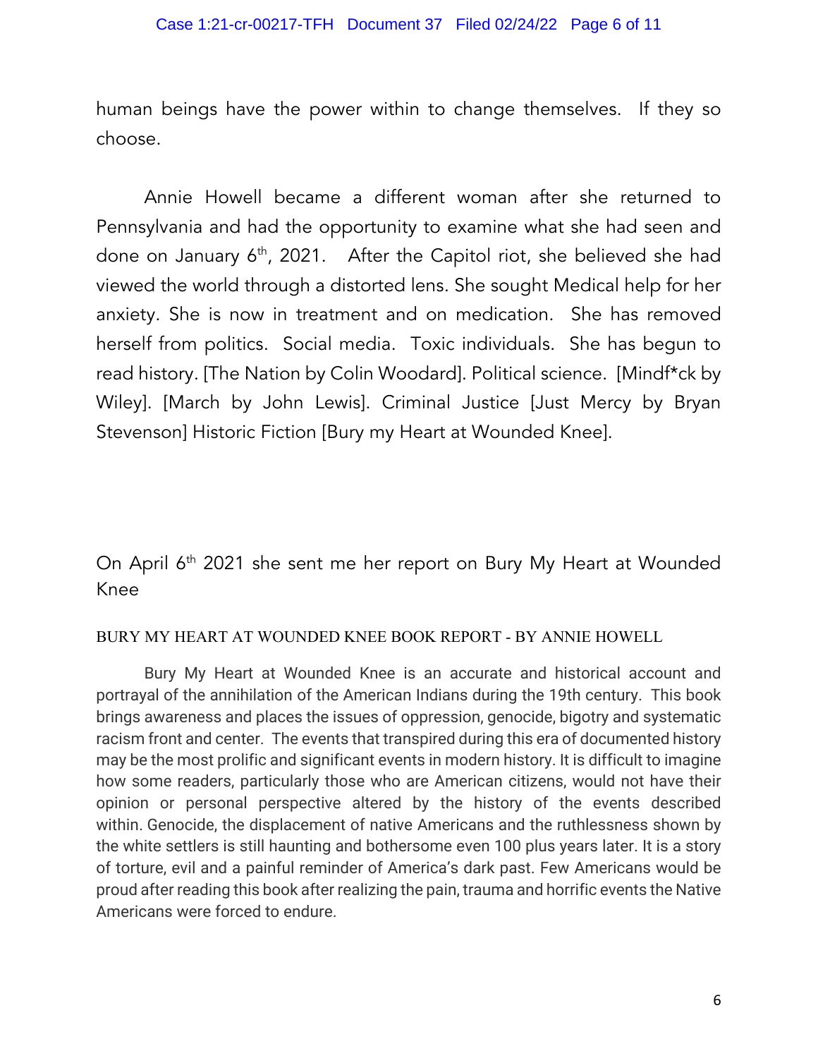human beings have the power within to change themselves. If they so choose.

Annie Howell became a different woman after she returned to Pennsylvania and had the opportunity to examine what she had seen and done on January 6th, 2021. After the Capitol riot, she believed she had viewed the world through a distorted lens. She sought Medical help for her anxiety. She is now in treatment and on medication. She has removed herself from politics. Social media. Toxic individuals. She has begun to read history. [The Nation by Colin Woodard]. Political science. [Mindf*ck by Wiley]. [March by John Lewis]. Criminal Justice [Just Mercy by Bryan Stevenson] Historic Fiction [Bury my Heart at Wounded Knee].

On April 6th 2021 she sent me her report on Bury My Heart at Wounded Knee

BURY MY HEART AT WOUNDED KNEE BOOK REPORT - BY ANNIE HOWELL

Bury My Heart at Wounded Knee is an accurate and historical account and portrayal of the annihilation of the American Indians during the 19th century. This book brings awareness and places the issues of oppression, genocide, bigotry and systematic racism front and center. The events that transpired during this era of documented history may be the most prolific and significant events in modern history. It is difficult to imagine how some readers, particularly those who are American citizens, would not have their opinion or personal perspective altered by the history of the events described within. Genocide, the displacement of native Americans and the ruthlessness shown by the white settlers is still haunting and bothersome even 100 plus years later. It is a story of torture, evil and a painful reminder of America's dark past. Few Americans would be proud after reading this book after realizing the pain, trauma and horrific events the Native Americans were forced to endure.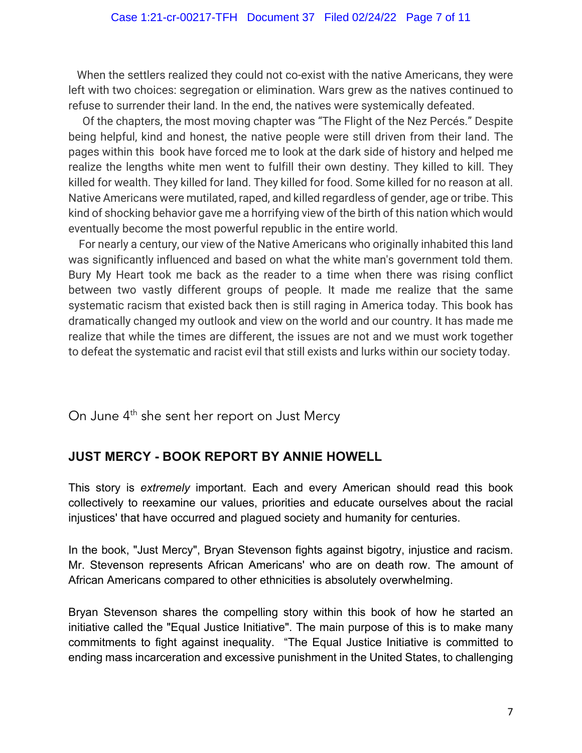When the settlers realized they could not co-exist with the native Americans, they were left with two choices: segregation or elimination. Wars grew as the natives continued to refuse to surrender their land. In the end, the natives were systemically defeated.

Of the chapters, the most moving chapter was "The Flight of the Nez Percés." Despite being helpful, kind and honest, the native people were still driven from their land. The pages within this book have forced me to look at the dark side of history and helped me realize the lengths white men went to fulfill their own destiny. They killed to kill. They killed for wealth. They killed for land. They killed for food. Some killed for no reason at all. Native Americans were mutilated, raped, and killed regardless of gender, age or tribe. This kind of shocking behavior gave me a horrifying view of the birth of this nation which would eventually become the most powerful republic in the entire world.

For nearly a century, our view of the Native Americans who originally inhabited this land was significantly influenced and based on what the white man's government told them. Bury My Heart took me back as the reader to a time when there was rising conflict between two vastly different groups of people. It made me realize that the same systematic racism that existed back then is still raging in America today. This book has dramatically changed my outlook and view on the world and our country. It has made me realize that while the times are different, the issues are not and we must work together to defeat the systematic and racist evil that still exists and lurks within our society today.

On June 4th she sent her report on Just Mercy

**JUST MERCY - BOOK REPORT BY ANNIE HOWELL**

This story is *extremely* important. Each and every American should read this book collectively to reexamine our values, priorities and educate ourselves about the racial injustices' that have occurred and plagued society and humanity for centuries.

In the book, "Just Mercy", Bryan Stevenson fights against bigotry, injustice and racism. Mr. Stevenson represents African Americans' who are on death row. The amount of African Americans compared to other ethnicities is absolutely overwhelming.

Bryan Stevenson shares the compelling story within this book of how he started an initiative called the "Equal Justice Initiative". The main purpose of this is to make many commitments to fight against inequality. "The Equal Justice Initiative is committed to ending mass incarceration and excessive punishment in the United States, to challenging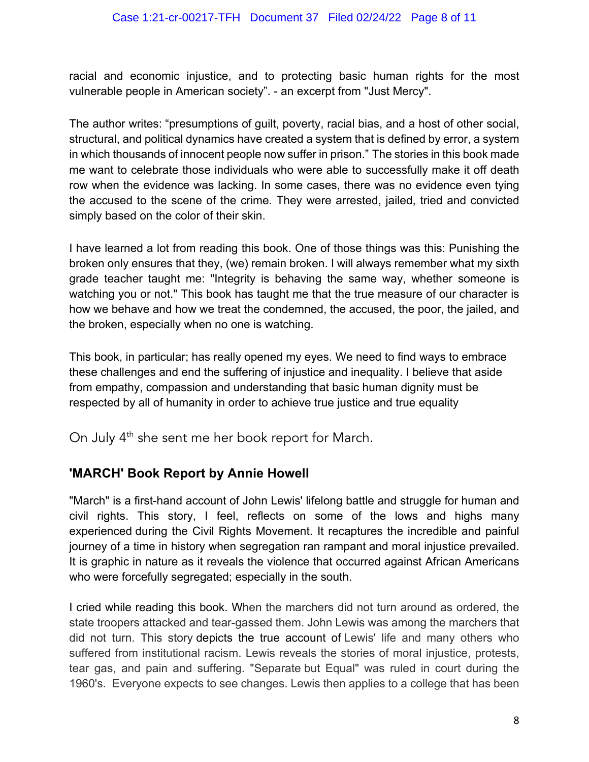racial and economic injustice, and to protecting basic human rights for the most vulnerable people in American society". - an excerpt from "Just Mercy".

The author writes: "presumptions of guilt, poverty, racial bias, and a host of other social, structural, and political dynamics have created a system that is defined by error, a system in which thousands of innocent people now suffer in prison." The stories in this book made me want to celebrate those individuals who were able to successfully make it off death row when the evidence was lacking. In some cases, there was no evidence even tying the accused to the scene of the crime. They were arrested, jailed, tried and convicted simply based on the color of their skin.

I have learned a lot from reading this book. One of those things was this: Punishing the broken only ensures that they, (we) remain broken. I will always remember what my sixth grade teacher taught me: "Integrity is behaving the same way, whether someone is watching you or not." This book has taught me that the true measure of our character is how we behave and how we treat the condemned, the accused, the poor, the jailed, and the broken, especially when no one is watching.

This book, in particular; has really opened my eyes. We need to find ways to embrace these challenges and end the suffering of injustice and inequality. I believe that aside from empathy, compassion and understanding that basic human dignity must be respected by all of humanity in order to achieve true justice and true equality

On July 4th she sent me her book report for March.

**'MARCH' Book Report by Annie Howell**

"March" is a first-hand account of John Lewis' lifelong battle and struggle for human and civil rights. This story, I feel, reflects on some of the lows and highs many experienced during the Civil Rights Movement. It recaptures the incredible and painful journey of a time in history when segregation ran rampant and moral injustice prevailed. It is graphic in nature as it reveals the violence that occurred against African Americans who were forcefully segregated; especially in the south.

I cried while reading this book. When the marchers did not turn around as ordered, the state troopers attacked and tear-gassed them. John Lewis was among the marchers that did not turn. This story depicts the true account of Lewis' life and many others who suffered from institutional racism. Lewis reveals the stories of moral injustice, protests, tear gas, and pain and suffering. "Separate but Equal" was ruled in court during the 1960's. Everyone expects to see changes. Lewis then applies to a college that has been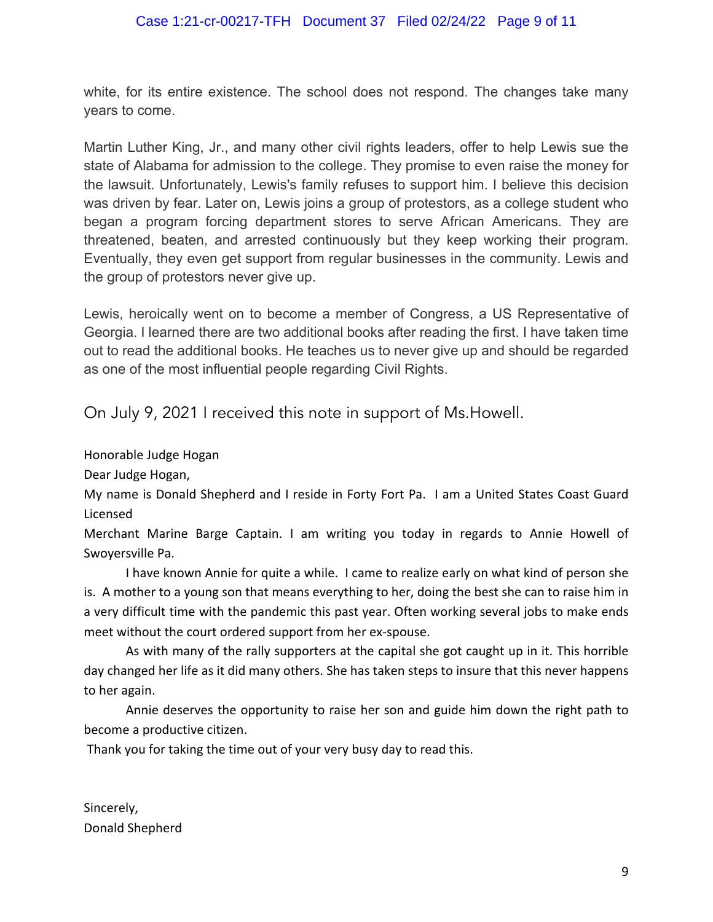white, for its entire existence. The school does not respond. The changes take many years to come.

Martin Luther King, Jr., and many other civil rights leaders, offer to help Lewis sue the state of Alabama for admission to the college. They promise to even raise the money for the lawsuit. Unfortunately, Lewis's family refuses to support him. I believe this decision was driven by fear. Later on, Lewis joins a group of protestors, as a college student who began a program forcing department stores to serve African Americans. They are threatened, beaten, and arrested continuously but they keep working their program. Eventually, they even get support from regular businesses in the community. Lewis and the group of protestors never give up.

Lewis, heroically went on to become a member of Congress, a US Representative of Georgia. I learned there are two additional books after reading the first. I have taken time out to read the additional books. He teaches us to never give up and should be regarded as one of the most influential people regarding Civil Rights.

On July 9, 2021 I received this note in support of Ms.Howell.

Honorable Judge Hogan

Dear Judge Hogan,

My name is Donald Shepherd and I reside in Forty Fort Pa. I am a United States Coast Guard Licensed
Merchant Marine Barge Captain. I am writing you today in regards to Annie Howell of Swoyersville Pa.

I have known Annie for quite a while. I came to realize early on what kind of person she is. A mother to a young son that means everything to her, doing the best she can to raise him in a very difficult time with the pandemic this past year. Often working several jobs to make ends meet without the court ordered support from her ex-spouse.

As with many of the rally supporters at the capital she got caught up in it. This horrible day changed her life as it did many others. She has taken steps to insure that this never happens to her again.

Annie deserves the opportunity to raise her son and guide him down the right path to become a productive citizen.

Thank you for taking the time out of your very busy day to read this.

Sincerely,
Donald Shepherd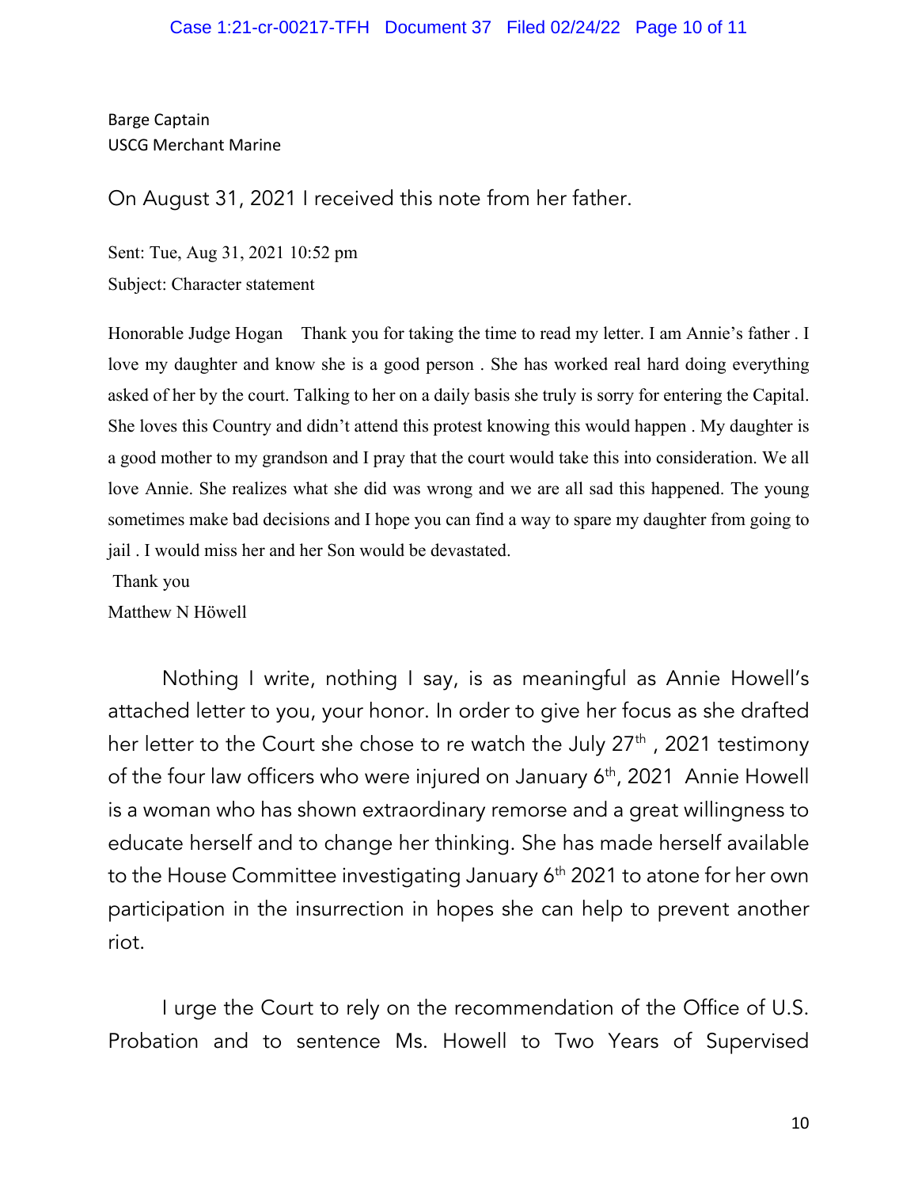Barge Captain
USCG Merchant Marine

On August 31, 2021 I received this note from her father.

Sent: Tue, Aug 31, 2021 10:52 pm
Subject: Character statement

Honorable Judge Hogan Thank you for taking the time to read my letter. I am Annie's father . I love my daughter and know she is a good person . She has worked real hard doing everything asked of her by the court. Talking to her on a daily basis she truly is sorry for entering the Capital. She loves this Country and didn't attend this protest knowing this would happen . My daughter is a good mother to my grandson and I pray that the court would take this into consideration. We all love Annie. She realizes what she did was wrong and we are all sad this happened. The young sometimes make bad decisions and I hope you can find a way to spare my daughter from going to jail . I would miss her and her Son would be devastated.

Thank you
Matthew N Höwell

Nothing I write, nothing I say, is as meaningful as Annie Howell's attached letter to you, your honor. In order to give her focus as she drafted her letter to the Court she chose to re watch the July 27th , 2021 testimony of the four law officers who were injured on January 6th, 2021 Annie Howell is a woman who has shown extraordinary remorse and a great willingness to educate herself and to change her thinking. She has made herself available to the House Committee investigating January 6th 2021 to atone for her own participation in the insurrection in hopes she can help to prevent another riot.

I urge the Court to rely on the recommendation of the Office of U.S. Probation and to sentence Ms. Howell to Two Years of Supervised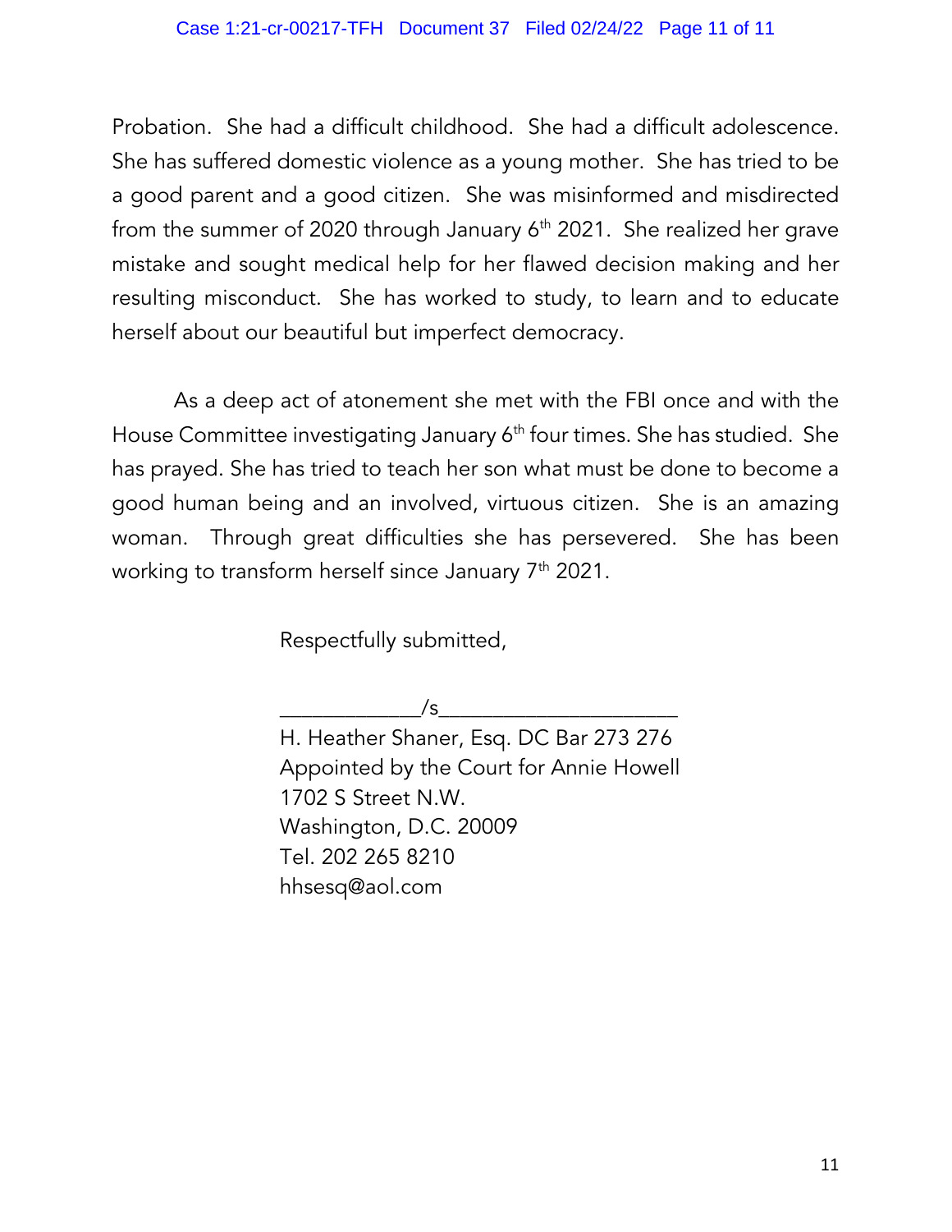Probation. She had a difficult childhood. She had a difficult adolescence. She has suffered domestic violence as a young mother. She has tried to be a good parent and a good citizen. She was misinformed and misdirected from the summer of 2020 through January 6th 2021. She realized her grave mistake and sought medical help for her flawed decision making and her resulting misconduct. She has worked to study, to learn and to educate herself about our beautiful but imperfect democracy.

As a deep act of atonement she met with the FBI once and with the House Committee investigating January 6th four times. She has studied. She has prayed. She has tried to teach her son what must be done to become a good human being and an involved, virtuous citizen. She is an amazing woman. Through great difficulties she has persevered. She has been working to transform herself since January 7th 2021.

Respectfully submitted,

_____________/s_____________________

H. Heather Shaner, Esq. DC Bar 273 276
Appointed by the Court for Annie Howell
1702 S Street N.W.
Washington, D.C. 20009
Tel. 202 265 8210
hhsesq@aol.com